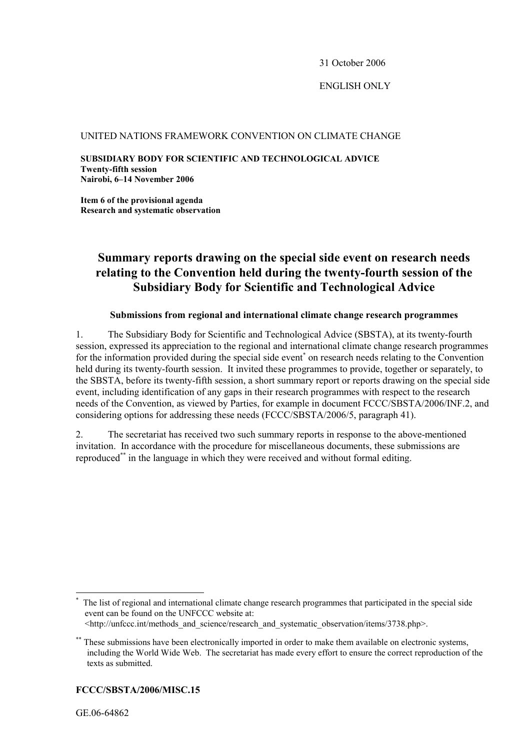31 October 2006

ENGLISH ONLY

UNITED NATIONS FRAMEWORK CONVENTION ON CLIMATE CHANGE

**SUBSIDIARY BODY FOR SCIENTIFIC AND TECHNOLOGICAL ADVICE**
**Twenty-fifth session**
**Nairobi, 6–14 November 2006**

**Item 6 of the provisional agenda**
**Research and systematic observation**

# Summary reports drawing on the special side event on research needs relating to the Convention held during the twenty-fourth session of the Subsidiary Body for Scientific and Technological Advice

### Submissions from regional and international climate change research programmes

1. The Subsidiary Body for Scientific and Technological Advice (SBSTA), at its twenty-fourth session, expressed its appreciation to the regional and international climate change research programmes for the information provided during the special side event* on research needs relating to the Convention held during its twenty-fourth session. It invited these programmes to provide, together or separately, to the SBSTA, before its twenty-fifth session, a short summary report or reports drawing on the special side event, including identification of any gaps in their research programmes with respect to the research needs of the Convention, as viewed by Parties, for example in document FCCC/SBSTA/2006/INF.2, and considering options for addressing these needs (FCCC/SBSTA/2006/5, paragraph 41).

2. The secretariat has received two such summary reports in response to the above-mentioned invitation. In accordance with the procedure for miscellaneous documents, these submissions are reproduced** in the language in which they were received and without formal editing.

---

* The list of regional and international climate change research programmes that participated in the special side event can be found on the UNFCCC website at: <http://unfccc.int/methods_and_science/research_and_systematic_observation/items/3738.php>.

** These submissions have been electronically imported in order to make them available on electronic systems, including the World Wide Web. The secretariat has made every effort to ensure the correct reproduction of the texts as submitted.

**FCCC/SBSTA/2006/MISC.15**

GE.06-64862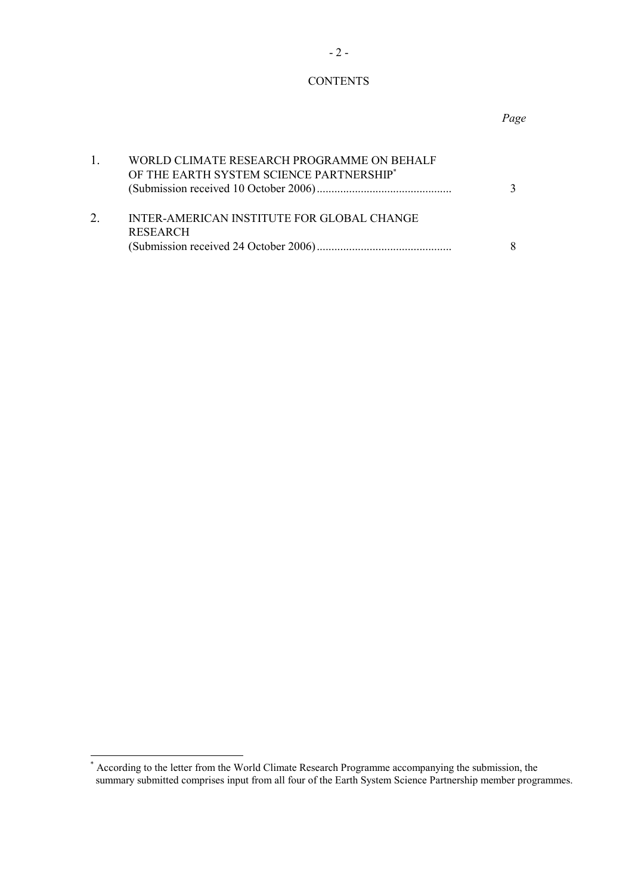CONTENTS

| | | *Page* |
|---|---|---|
| 1. | WORLD CLIMATE RESEARCH PROGRAMME ON BEHALF OF THE EARTH SYSTEM SCIENCE PARTNERSHIP* (Submission received 10 October 2006) | 3 |
| 2. | INTER-AMERICAN INSTITUTE FOR GLOBAL CHANGE RESEARCH (Submission received 24 October 2006) | 8 |

* According to the letter from the World Climate Research Programme accompanying the submission, the summary submitted comprises input from all four of the Earth System Science Partnership member programmes.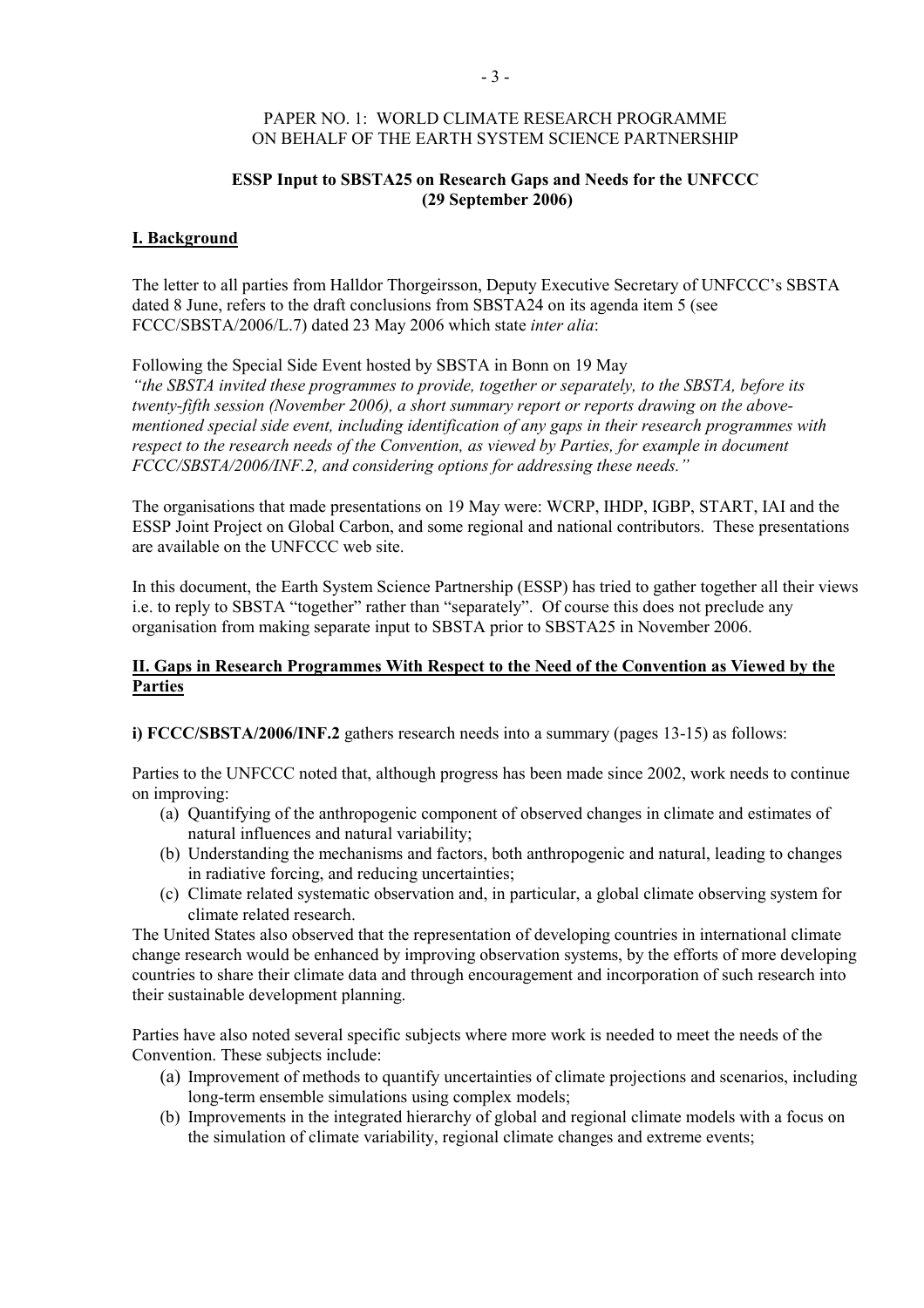PAPER NO. 1: WORLD CLIMATE RESEARCH PROGRAMME
ON BEHALF OF THE EARTH SYSTEM SCIENCE PARTNERSHIP

**ESSP Input to SBSTA25 on Research Gaps and Needs for the UNFCCC (29 September 2006)**

## I. Background

The letter to all parties from Halldor Thorgeirsson, Deputy Executive Secretary of UNFCCC's SBSTA dated 8 June, refers to the draft conclusions from SBSTA24 on its agenda item 5 (see FCCC/SBSTA/2006/L.7) dated 23 May 2006 which state *inter alia*:

Following the Special Side Event hosted by SBSTA in Bonn on 19 May
*"the SBSTA invited these programmes to provide, together or separately, to the SBSTA, before its twenty-fifth session (November 2006), a short summary report or reports drawing on the above-mentioned special side event, including identification of any gaps in their research programmes with respect to the research needs of the Convention, as viewed by Parties, for example in document FCCC/SBSTA/2006/INF.2, and considering options for addressing these needs."*

The organisations that made presentations on 19 May were: WCRP, IHDP, IGBP, START, IAI and the ESSP Joint Project on Global Carbon, and some regional and national contributors. These presentations are available on the UNFCCC web site.

In this document, the Earth System Science Partnership (ESSP) has tried to gather together all their views i.e. to reply to SBSTA "together" rather than "separately". Of course this does not preclude any organisation from making separate input to SBSTA prior to SBSTA25 in November 2006.

## II. Gaps in Research Programmes With Respect to the Need of the Convention as Viewed by the Parties

**i) FCCC/SBSTA/2006/INF.2** gathers research needs into a summary (pages 13-15) as follows:

Parties to the UNFCCC noted that, although progress has been made since 2002, work needs to continue on improving:

(a) Quantifying of the anthropogenic component of observed changes in climate and estimates of natural influences and natural variability;
(b) Understanding the mechanisms and factors, both anthropogenic and natural, leading to changes in radiative forcing, and reducing uncertainties;
(c) Climate related systematic observation and, in particular, a global climate observing system for climate related research.

The United States also observed that the representation of developing countries in international climate change research would be enhanced by improving observation systems, by the efforts of more developing countries to share their climate data and through encouragement and incorporation of such research into their sustainable development planning.

Parties have also noted several specific subjects where more work is needed to meet the needs of the Convention. These subjects include:

(a) Improvement of methods to quantify uncertainties of climate projections and scenarios, including long-term ensemble simulations using complex models;
(b) Improvements in the integrated hierarchy of global and regional climate models with a focus on the simulation of climate variability, regional climate changes and extreme events;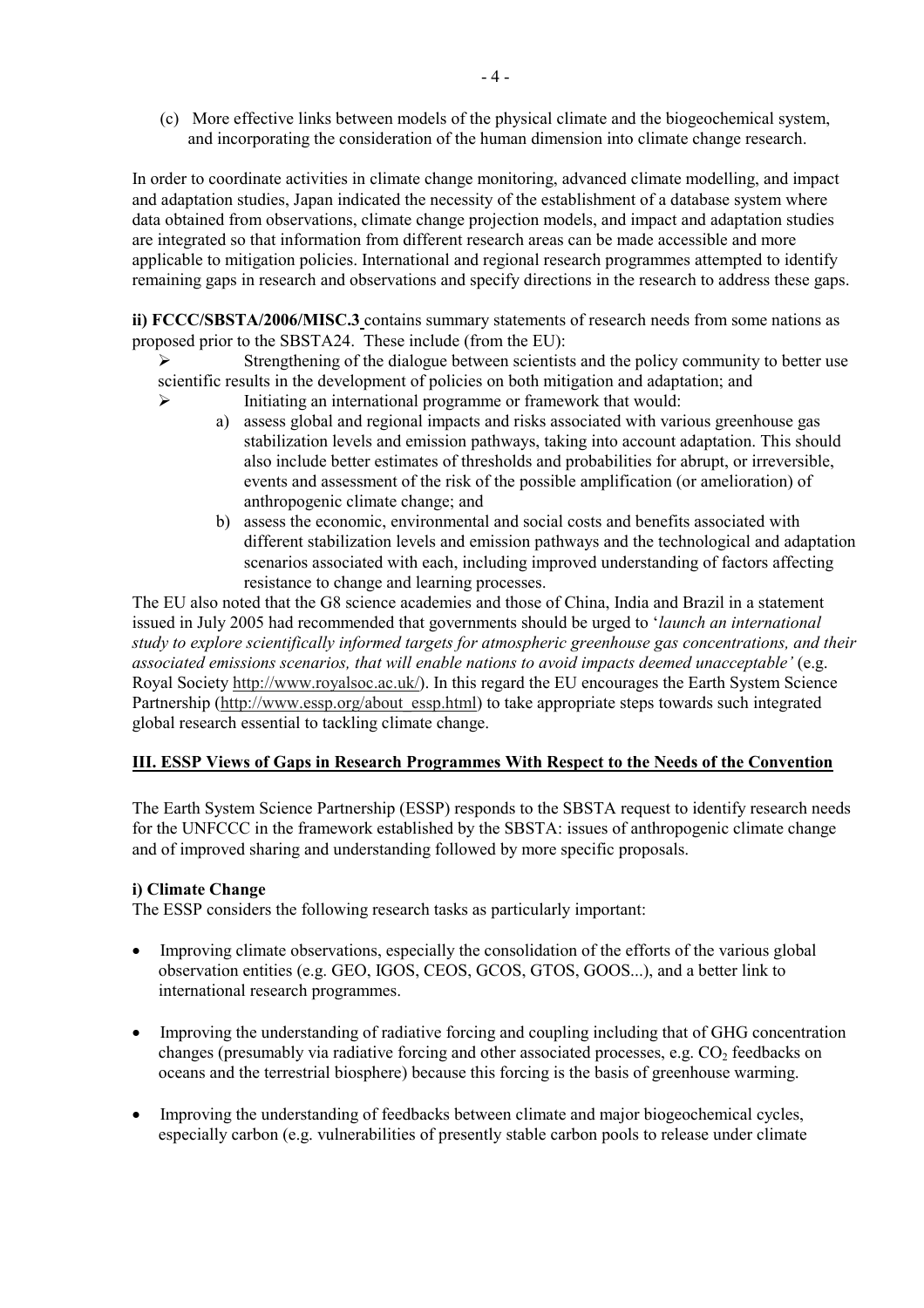(c) More effective links between models of the physical climate and the biogeochemical system, and incorporating the consideration of the human dimension into climate change research.

In order to coordinate activities in climate change monitoring, advanced climate modelling, and impact and adaptation studies, Japan indicated the necessity of the establishment of a database system where data obtained from observations, climate change projection models, and impact and adaptation studies are integrated so that information from different research areas can be made accessible and more applicable to mitigation policies. International and regional research programmes attempted to identify remaining gaps in research and observations and specify directions in the research to address these gaps.

**ii) FCCC/SBSTA/2006/MISC.3** contains summary statements of research needs from some nations as proposed prior to the SBSTA24. These include (from the EU):

- Strengthening of the dialogue between scientists and the policy community to better use scientific results in the development of policies on both mitigation and adaptation; and
- Initiating an international programme or framework that would:
  - a) assess global and regional impacts and risks associated with various greenhouse gas stabilization levels and emission pathways, taking into account adaptation. This should also include better estimates of thresholds and probabilities for abrupt, or irreversible, events and assessment of the risk of the possible amplification (or amelioration) of anthropogenic climate change; and
  - b) assess the economic, environmental and social costs and benefits associated with different stabilization levels and emission pathways and the technological and adaptation scenarios associated with each, including improved understanding of factors affecting resistance to change and learning processes.

The EU also noted that the G8 science academies and those of China, India and Brazil in a statement issued in July 2005 had recommended that governments should be urged to '*launch an international study to explore scientifically informed targets for atmospheric greenhouse gas concentrations, and their associated emissions scenarios, that will enable nations to avoid impacts deemed unacceptable'* (e.g. Royal Society http://www.royalsoc.ac.uk/). In this regard the EU encourages the Earth System Science Partnership (http://www.essp.org/about_essp.html) to take appropriate steps towards such integrated global research essential to tackling climate change.

## III. ESSP Views of Gaps in Research Programmes With Respect to the Needs of the Convention

The Earth System Science Partnership (ESSP) responds to the SBSTA request to identify research needs for the UNFCCC in the framework established by the SBSTA: issues of anthropogenic climate change and of improved sharing and understanding followed by more specific proposals.

### i) Climate Change

The ESSP considers the following research tasks as particularly important:

- Improving climate observations, especially the consolidation of the efforts of the various global observation entities (e.g. GEO, IGOS, CEOS, GCOS, GTOS, GOOS...), and a better link to international research programmes.
- Improving the understanding of radiative forcing and coupling including that of GHG concentration changes (presumably via radiative forcing and other associated processes, e.g. $CO_2$ feedbacks on oceans and the terrestrial biosphere) because this forcing is the basis of greenhouse warming.
- Improving the understanding of feedbacks between climate and major biogeochemical cycles, especially carbon (e.g. vulnerabilities of presently stable carbon pools to release under climate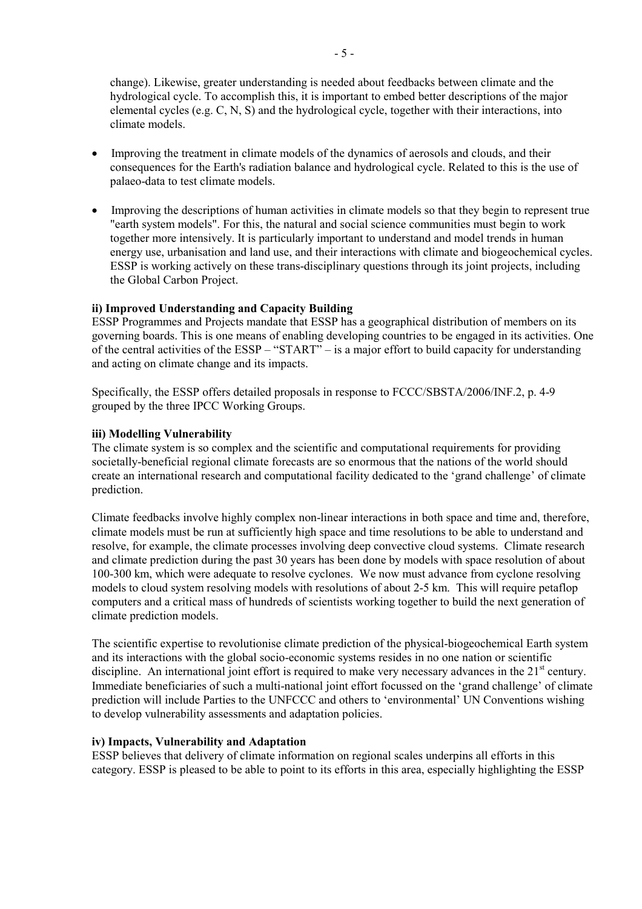change). Likewise, greater understanding is needed about feedbacks between climate and the hydrological cycle. To accomplish this, it is important to embed better descriptions of the major elemental cycles (e.g. C, N, S) and the hydrological cycle, together with their interactions, into climate models.

- Improving the treatment in climate models of the dynamics of aerosols and clouds, and their consequences for the Earth's radiation balance and hydrological cycle. Related to this is the use of palaeo-data to test climate models.

- Improving the descriptions of human activities in climate models so that they begin to represent true "earth system models". For this, the natural and social science communities must begin to work together more intensively. It is particularly important to understand and model trends in human energy use, urbanisation and land use, and their interactions with climate and biogeochemical cycles. ESSP is working actively on these trans-disciplinary questions through its joint projects, including the Global Carbon Project.

**ii) Improved Understanding and Capacity Building**

ESSP Programmes and Projects mandate that ESSP has a geographical distribution of members on its governing boards. This is one means of enabling developing countries to be engaged in its activities. One of the central activities of the ESSP – "START" – is a major effort to build capacity for understanding and acting on climate change and its impacts.

Specifically, the ESSP offers detailed proposals in response to FCCC/SBSTA/2006/INF.2, p. 4-9 grouped by the three IPCC Working Groups.

**iii) Modelling Vulnerability**

The climate system is so complex and the scientific and computational requirements for providing societally-beneficial regional climate forecasts are so enormous that the nations of the world should create an international research and computational facility dedicated to the 'grand challenge' of climate prediction.

Climate feedbacks involve highly complex non-linear interactions in both space and time and, therefore, climate models must be run at sufficiently high space and time resolutions to be able to understand and resolve, for example, the climate processes involving deep convective cloud systems. Climate research and climate prediction during the past 30 years has been done by models with space resolution of about 100-300 km, which were adequate to resolve cyclones. We now must advance from cyclone resolving models to cloud system resolving models with resolutions of about 2-5 km. This will require petaflop computers and a critical mass of hundreds of scientists working together to build the next generation of climate prediction models.

The scientific expertise to revolutionise climate prediction of the physical-biogeochemical Earth system and its interactions with the global socio-economic systems resides in no one nation or scientific discipline. An international joint effort is required to make very necessary advances in the 21st century. Immediate beneficiaries of such a multi-national joint effort focussed on the 'grand challenge' of climate prediction will include Parties to the UNFCCC and others to 'environmental' UN Conventions wishing to develop vulnerability assessments and adaptation policies.

**iv) Impacts, Vulnerability and Adaptation**

ESSP believes that delivery of climate information on regional scales underpins all efforts in this category. ESSP is pleased to be able to point to its efforts in this area, especially highlighting the ESSP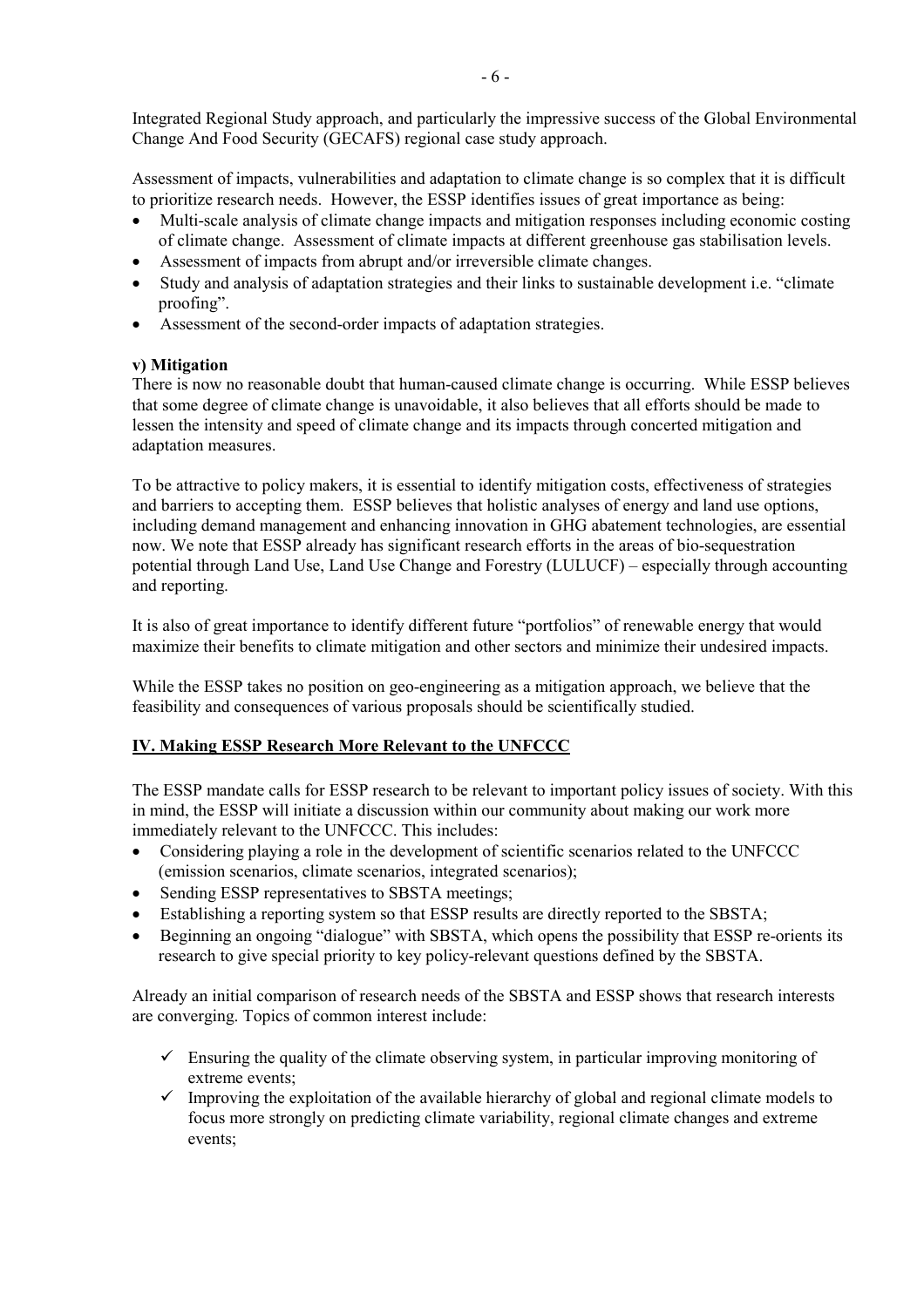Integrated Regional Study approach, and particularly the impressive success of the Global Environmental Change And Food Security (GECAFS) regional case study approach.

Assessment of impacts, vulnerabilities and adaptation to climate change is so complex that it is difficult to prioritize research needs. However, the ESSP identifies issues of great importance as being:

- Multi-scale analysis of climate change impacts and mitigation responses including economic costing of climate change. Assessment of climate impacts at different greenhouse gas stabilisation levels.
- Assessment of impacts from abrupt and/or irreversible climate changes.
- Study and analysis of adaptation strategies and their links to sustainable development i.e. "climate proofing".
- Assessment of the second-order impacts of adaptation strategies.

**v) Mitigation**

There is now no reasonable doubt that human-caused climate change is occurring. While ESSP believes that some degree of climate change is unavoidable, it also believes that all efforts should be made to lessen the intensity and speed of climate change and its impacts through concerted mitigation and adaptation measures.

To be attractive to policy makers, it is essential to identify mitigation costs, effectiveness of strategies and barriers to accepting them. ESSP believes that holistic analyses of energy and land use options, including demand management and enhancing innovation in GHG abatement technologies, are essential now. We note that ESSP already has significant research efforts in the areas of bio-sequestration potential through Land Use, Land Use Change and Forestry (LULUCF) – especially through accounting and reporting.

It is also of great importance to identify different future "portfolios" of renewable energy that would maximize their benefits to climate mitigation and other sectors and minimize their undesired impacts.

While the ESSP takes no position on geo-engineering as a mitigation approach, we believe that the feasibility and consequences of various proposals should be scientifically studied.

## IV. Making ESSP Research More Relevant to the UNFCCC

The ESSP mandate calls for ESSP research to be relevant to important policy issues of society. With this in mind, the ESSP will initiate a discussion within our community about making our work more immediately relevant to the UNFCCC. This includes:

- Considering playing a role in the development of scientific scenarios related to the UNFCCC (emission scenarios, climate scenarios, integrated scenarios);
- Sending ESSP representatives to SBSTA meetings;
- Establishing a reporting system so that ESSP results are directly reported to the SBSTA;
- Beginning an ongoing "dialogue" with SBSTA, which opens the possibility that ESSP re-orients its research to give special priority to key policy-relevant questions defined by the SBSTA.

Already an initial comparison of research needs of the SBSTA and ESSP shows that research interests are converging. Topics of common interest include:

- ✓ Ensuring the quality of the climate observing system, in particular improving monitoring of extreme events;
- ✓ Improving the exploitation of the available hierarchy of global and regional climate models to focus more strongly on predicting climate variability, regional climate changes and extreme events;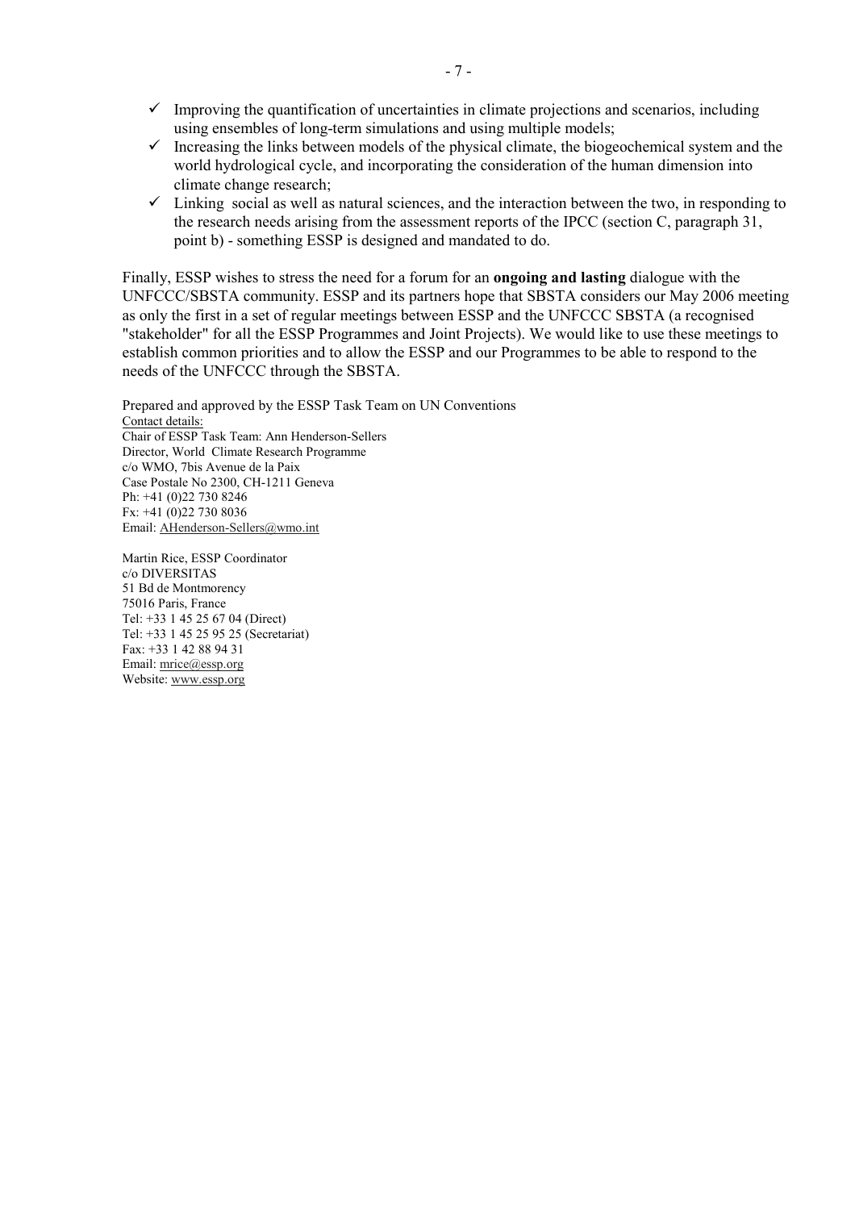- ✓ Improving the quantification of uncertainties in climate projections and scenarios, including using ensembles of long-term simulations and using multiple models;
- ✓ Increasing the links between models of the physical climate, the biogeochemical system and the world hydrological cycle, and incorporating the consideration of the human dimension into climate change research;
- ✓ Linking social as well as natural sciences, and the interaction between the two, in responding to the research needs arising from the assessment reports of the IPCC (section C, paragraph 31, point b) - something ESSP is designed and mandated to do.

Finally, ESSP wishes to stress the need for a forum for an **ongoing and lasting** dialogue with the UNFCCC/SBSTA community. ESSP and its partners hope that SBSTA considers our May 2006 meeting as only the first in a set of regular meetings between ESSP and the UNFCCC SBSTA (a recognised "stakeholder" for all the ESSP Programmes and Joint Projects). We would like to use these meetings to establish common priorities and to allow the ESSP and our Programmes to be able to respond to the needs of the UNFCCC through the SBSTA.

Prepared and approved by the ESSP Task Team on UN Conventions
Contact details:
Chair of ESSP Task Team: Ann Henderson-Sellers
Director, World Climate Research Programme
c/o WMO, 7bis Avenue de la Paix
Case Postale No 2300, CH-1211 Geneva
Ph: +41 (0)22 730 8246
Fx: +41 (0)22 730 8036
Email: AHenderson-Sellers@wmo.int

Martin Rice, ESSP Coordinator
c/o DIVERSITAS
51 Bd de Montmorency
75016 Paris, France
Tel: +33 1 45 25 67 04 (Direct)
Tel: +33 1 45 25 95 25 (Secretariat)
Fax: +33 1 42 88 94 31
Email: mrice@essp.org
Website: www.essp.org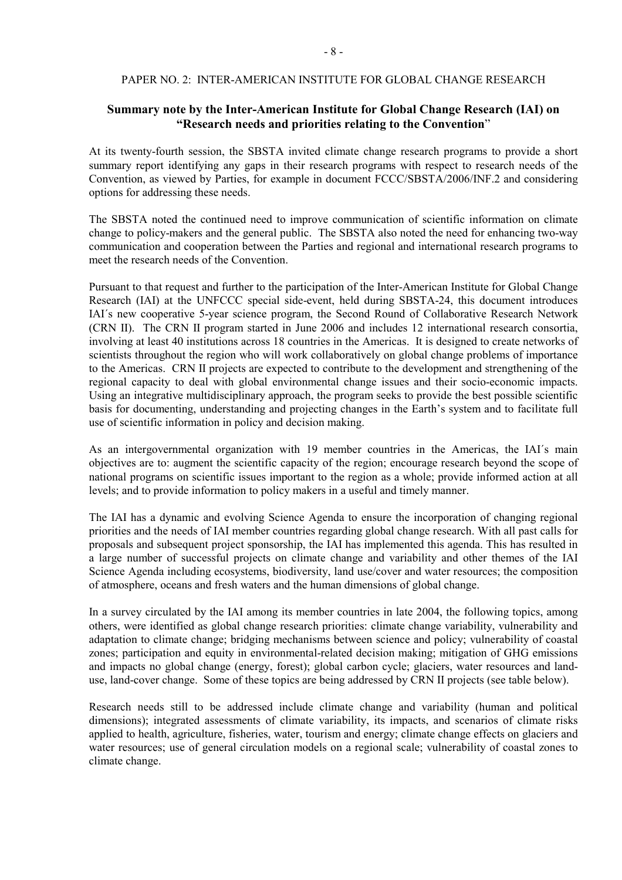PAPER NO. 2: INTER-AMERICAN INSTITUTE FOR GLOBAL CHANGE RESEARCH

## Summary note by the Inter-American Institute for Global Change Research (IAI) on "Research needs and priorities relating to the Convention"

At its twenty-fourth session, the SBSTA invited climate change research programs to provide a short summary report identifying any gaps in their research programs with respect to research needs of the Convention, as viewed by Parties, for example in document FCCC/SBSTA/2006/INF.2 and considering options for addressing these needs.

The SBSTA noted the continued need to improve communication of scientific information on climate change to policy-makers and the general public. The SBSTA also noted the need for enhancing two-way communication and cooperation between the Parties and regional and international research programs to meet the research needs of the Convention.

Pursuant to that request and further to the participation of the Inter-American Institute for Global Change Research (IAI) at the UNFCCC special side-event, held during SBSTA-24, this document introduces IAI´s new cooperative 5-year science program, the Second Round of Collaborative Research Network (CRN II). The CRN II program started in June 2006 and includes 12 international research consortia, involving at least 40 institutions across 18 countries in the Americas. It is designed to create networks of scientists throughout the region who will work collaboratively on global change problems of importance to the Americas. CRN II projects are expected to contribute to the development and strengthening of the regional capacity to deal with global environmental change issues and their socio-economic impacts. Using an integrative multidisciplinary approach, the program seeks to provide the best possible scientific basis for documenting, understanding and projecting changes in the Earth's system and to facilitate full use of scientific information in policy and decision making.

As an intergovernmental organization with 19 member countries in the Americas, the IAI´s main objectives are to: augment the scientific capacity of the region; encourage research beyond the scope of national programs on scientific issues important to the region as a whole; provide informed action at all levels; and to provide information to policy makers in a useful and timely manner.

The IAI has a dynamic and evolving Science Agenda to ensure the incorporation of changing regional priorities and the needs of IAI member countries regarding global change research. With all past calls for proposals and subsequent project sponsorship, the IAI has implemented this agenda. This has resulted in a large number of successful projects on climate change and variability and other themes of the IAI Science Agenda including ecosystems, biodiversity, land use/cover and water resources; the composition of atmosphere, oceans and fresh waters and the human dimensions of global change.

In a survey circulated by the IAI among its member countries in late 2004, the following topics, among others, were identified as global change research priorities: climate change variability, vulnerability and adaptation to climate change; bridging mechanisms between science and policy; vulnerability of coastal zones; participation and equity in environmental-related decision making; mitigation of GHG emissions and impacts no global change (energy, forest); global carbon cycle; glaciers, water resources and land-use, land-cover change. Some of these topics are being addressed by CRN II projects (see table below).

Research needs still to be addressed include climate change and variability (human and political dimensions); integrated assessments of climate variability, its impacts, and scenarios of climate risks applied to health, agriculture, fisheries, water, tourism and energy; climate change effects on glaciers and water resources; use of general circulation models on a regional scale; vulnerability of coastal zones to climate change.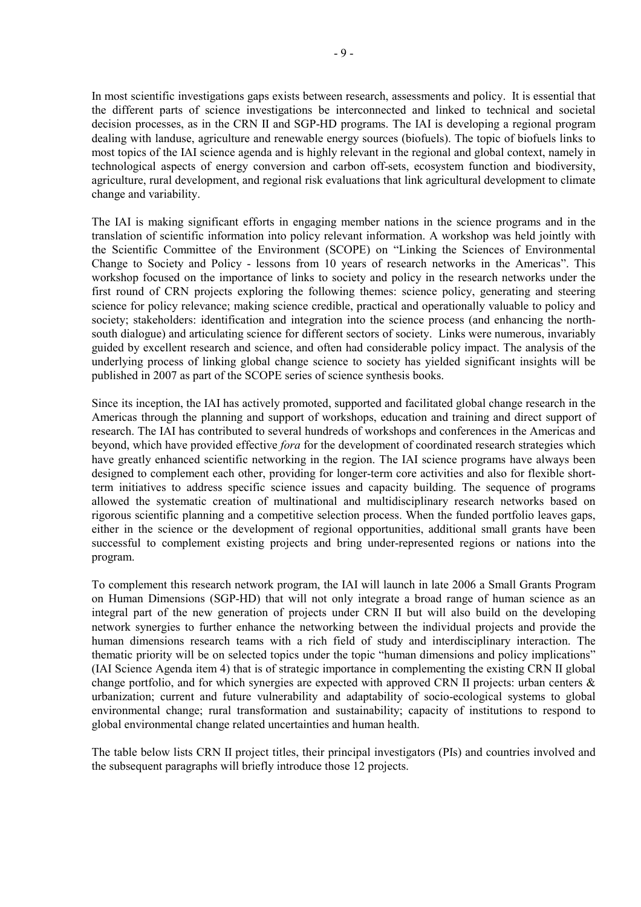In most scientific investigations gaps exists between research, assessments and policy. It is essential that the different parts of science investigations be interconnected and linked to technical and societal decision processes, as in the CRN II and SGP-HD programs. The IAI is developing a regional program dealing with landuse, agriculture and renewable energy sources (biofuels). The topic of biofuels links to most topics of the IAI science agenda and is highly relevant in the regional and global context, namely in technological aspects of energy conversion and carbon off-sets, ecosystem function and biodiversity, agriculture, rural development, and regional risk evaluations that link agricultural development to climate change and variability.

The IAI is making significant efforts in engaging member nations in the science programs and in the translation of scientific information into policy relevant information. A workshop was held jointly with the Scientific Committee of the Environment (SCOPE) on "Linking the Sciences of Environmental Change to Society and Policy - lessons from 10 years of research networks in the Americas". This workshop focused on the importance of links to society and policy in the research networks under the first round of CRN projects exploring the following themes: science policy, generating and steering science for policy relevance; making science credible, practical and operationally valuable to policy and society; stakeholders: identification and integration into the science process (and enhancing the north-south dialogue) and articulating science for different sectors of society. Links were numerous, invariably guided by excellent research and science, and often had considerable policy impact. The analysis of the underlying process of linking global change science to society has yielded significant insights will be published in 2007 as part of the SCOPE series of science synthesis books.

Since its inception, the IAI has actively promoted, supported and facilitated global change research in the Americas through the planning and support of workshops, education and training and direct support of research. The IAI has contributed to several hundreds of workshops and conferences in the Americas and beyond, which have provided effective *fora* for the development of coordinated research strategies which have greatly enhanced scientific networking in the region. The IAI science programs have always been designed to complement each other, providing for longer-term core activities and also for flexible short-term initiatives to address specific science issues and capacity building. The sequence of programs allowed the systematic creation of multinational and multidisciplinary research networks based on rigorous scientific planning and a competitive selection process. When the funded portfolio leaves gaps, either in the science or the development of regional opportunities, additional small grants have been successful to complement existing projects and bring under-represented regions or nations into the program.

To complement this research network program, the IAI will launch in late 2006 a Small Grants Program on Human Dimensions (SGP-HD) that will not only integrate a broad range of human science as an integral part of the new generation of projects under CRN II but will also build on the developing network synergies to further enhance the networking between the individual projects and provide the human dimensions research teams with a rich field of study and interdisciplinary interaction. The thematic priority will be on selected topics under the topic "human dimensions and policy implications" (IAI Science Agenda item 4) that is of strategic importance in complementing the existing CRN II global change portfolio, and for which synergies are expected with approved CRN II projects: urban centers & urbanization; current and future vulnerability and adaptability of socio-ecological systems to global environmental change; rural transformation and sustainability; capacity of institutions to respond to global environmental change related uncertainties and human health.

The table below lists CRN II project titles, their principal investigators (PIs) and countries involved and the subsequent paragraphs will briefly introduce those 12 projects.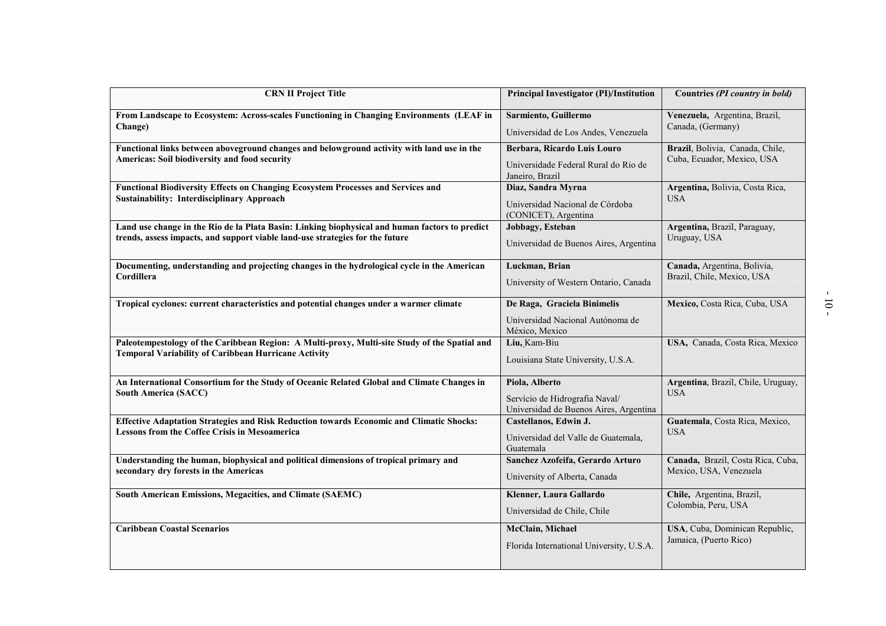| **CRN II Project Title** | **Principal Investigator (PI)/Institution** | **Countries** ***(PI country in bold)*** |
|---|---|---|
| **From Landscape to Ecosystem: Across-scales Functioning in Changing Environments (LEAF in Change)** | **Sarmiento, Guillermo** Universidad de Los Andes, Venezuela | **Venezuela,** Argentina, Brazil, Canada, (Germany) |
| **Functional links between aboveground changes and belowground activity with land use in the Americas: Soil biodiversity and food security** | **Berbara, Ricardo Luis Louro** Universidade Federal Rural do Rio de Janeiro, Brazil | **Brazil**, Bolivia, Canada, Chile, Cuba, Ecuador, Mexico, USA |
| **Functional Biodiversity Effects on Changing Ecosystem Processes and Services and Sustainability: Interdisciplinary Approach** | **Diaz, Sandra Myrna** Universidad Nacional de Córdoba (CONICET), Argentina | **Argentina,** Bolivia, Costa Rica, USA |
| **Land use change in the Rio de la Plata Basin: Linking biophysical and human factors to predict trends, assess impacts, and support viable land-use strategies for the future** | **Jobbagy, Esteban** Universidad de Buenos Aires, Argentina | **Argentina,** Brazil, Paraguay, Uruguay, USA |
| **Documenting, understanding and projecting changes in the hydrological cycle in the American Cordillera** | **Luckman, Brian** University of Western Ontario, Canada | **Canada,** Argentina, Bolivia, Brazil, Chile, Mexico, USA |
| **Tropical cyclones: current characteristics and potential changes under a warmer climate** | **De Raga, Graciela Binimelis** Universidad Nacional Autónoma de México, Mexico | **Mexico,** Costa Rica, Cuba, USA |
| **Paleotempestology of the Caribbean Region: A Multi-proxy, Multi-site Study of the Spatial and Temporal Variability of Caribbean Hurricane Activity** | **Liu,** Kam-Biu Louisiana State University, U.S.A. | **USA,** Canada, Costa Rica, Mexico |
| **An International Consortium for the Study of Oceanic Related Global and Climate Changes in South America (SACC)** | **Piola, Alberto** Servício de Hidrografía Naval/ Universidad de Buenos Aires, Argentina | **Argentina**, Brazil, Chile, Uruguay, USA |
| **Effective Adaptation Strategies and Risk Reduction towards Economic and Climatic Shocks: Lessons from the Coffee Crisis in Mesoamerica** | **Castellanos, Edwin J.** Universidad del Valle de Guatemala, Guatemala | **Guatemala**, Costa Rica, Mexico, USA |
| **Understanding the human, biophysical and political dimensions of tropical primary and secondary dry forests in the Americas** | **Sanchez Azofeifa, Gerardo Arturo** University of Alberta, Canada | **Canada,** Brazil, Costa Rica, Cuba, Mexico, USA, Venezuela |
| **South American Emissions, Megacities, and Climate (SAEMC)** | **Klenner, Laura Gallardo** Universidad de Chile, Chile | **Chile,** Argentina, Brazil, Colombia, Peru, USA |
| **Caribbean Coastal Scenarios** | **McClain, Michael** Florida International University, U.S.A. | **USA**, Cuba, Dominican Republic, Jamaica, (Puerto Rico) |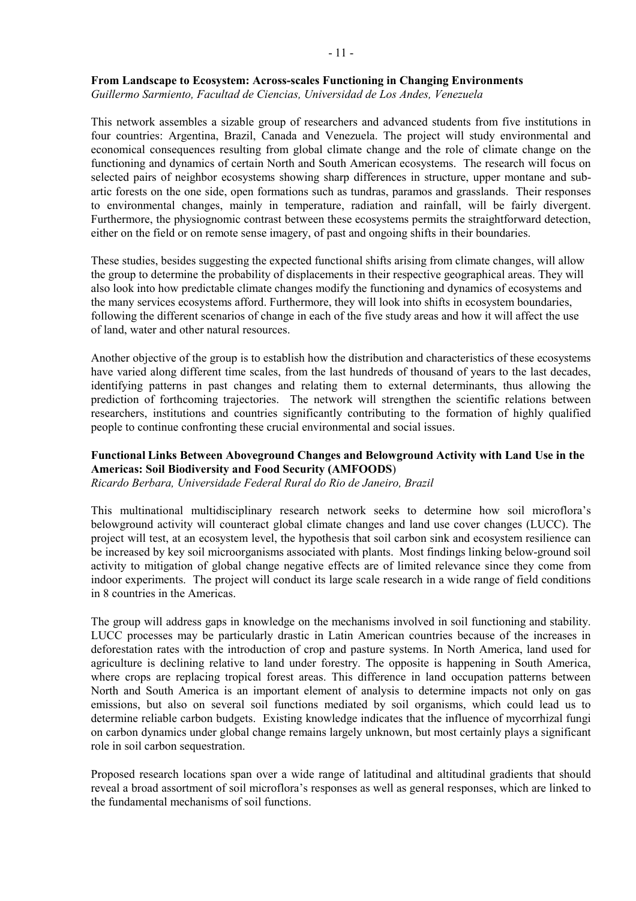**From Landscape to Ecosystem: Across-scales Functioning in Changing Environments**
*Guillermo Sarmiento, Facultad de Ciencias, Universidad de Los Andes, Venezuela*

This network assembles a sizable group of researchers and advanced students from five institutions in four countries: Argentina, Brazil, Canada and Venezuela. The project will study environmental and economical consequences resulting from global climate change and the role of climate change on the functioning and dynamics of certain North and South American ecosystems. The research will focus on selected pairs of neighbor ecosystems showing sharp differences in structure, upper montane and sub-artic forests on the one side, open formations such as tundras, paramos and grasslands. Their responses to environmental changes, mainly in temperature, radiation and rainfall, will be fairly divergent. Furthermore, the physiognomic contrast between these ecosystems permits the straightforward detection, either on the field or on remote sense imagery, of past and ongoing shifts in their boundaries.

These studies, besides suggesting the expected functional shifts arising from climate changes, will allow the group to determine the probability of displacements in their respective geographical areas. They will also look into how predictable climate changes modify the functioning and dynamics of ecosystems and the many services ecosystems afford. Furthermore, they will look into shifts in ecosystem boundaries, following the different scenarios of change in each of the five study areas and how it will affect the use of land, water and other natural resources.

Another objective of the group is to establish how the distribution and characteristics of these ecosystems have varied along different time scales, from the last hundreds of thousand of years to the last decades, identifying patterns in past changes and relating them to external determinants, thus allowing the prediction of forthcoming trajectories. The network will strengthen the scientific relations between researchers, institutions and countries significantly contributing to the formation of highly qualified people to continue confronting these crucial environmental and social issues.

**Functional Links Between Aboveground Changes and Belowground Activity with Land Use in the Americas: Soil Biodiversity and Food Security (AMFOODS)**
*Ricardo Berbara, Universidade Federal Rural do Rio de Janeiro, Brazil*

This multinational multidisciplinary research network seeks to determine how soil microflora's belowground activity will counteract global climate changes and land use cover changes (LUCC). The project will test, at an ecosystem level, the hypothesis that soil carbon sink and ecosystem resilience can be increased by key soil microorganisms associated with plants. Most findings linking below-ground soil activity to mitigation of global change negative effects are of limited relevance since they come from indoor experiments. The project will conduct its large scale research in a wide range of field conditions in 8 countries in the Americas.

The group will address gaps in knowledge on the mechanisms involved in soil functioning and stability. LUCC processes may be particularly drastic in Latin American countries because of the increases in deforestation rates with the introduction of crop and pasture systems. In North America, land used for agriculture is declining relative to land under forestry. The opposite is happening in South America, where crops are replacing tropical forest areas. This difference in land occupation patterns between North and South America is an important element of analysis to determine impacts not only on gas emissions, but also on several soil functions mediated by soil organisms, which could lead us to determine reliable carbon budgets. Existing knowledge indicates that the influence of mycorrhizal fungi on carbon dynamics under global change remains largely unknown, but most certainly plays a significant role in soil carbon sequestration.

Proposed research locations span over a wide range of latitudinal and altitudinal gradients that should reveal a broad assortment of soil microflora's responses as well as general responses, which are linked to the fundamental mechanisms of soil functions.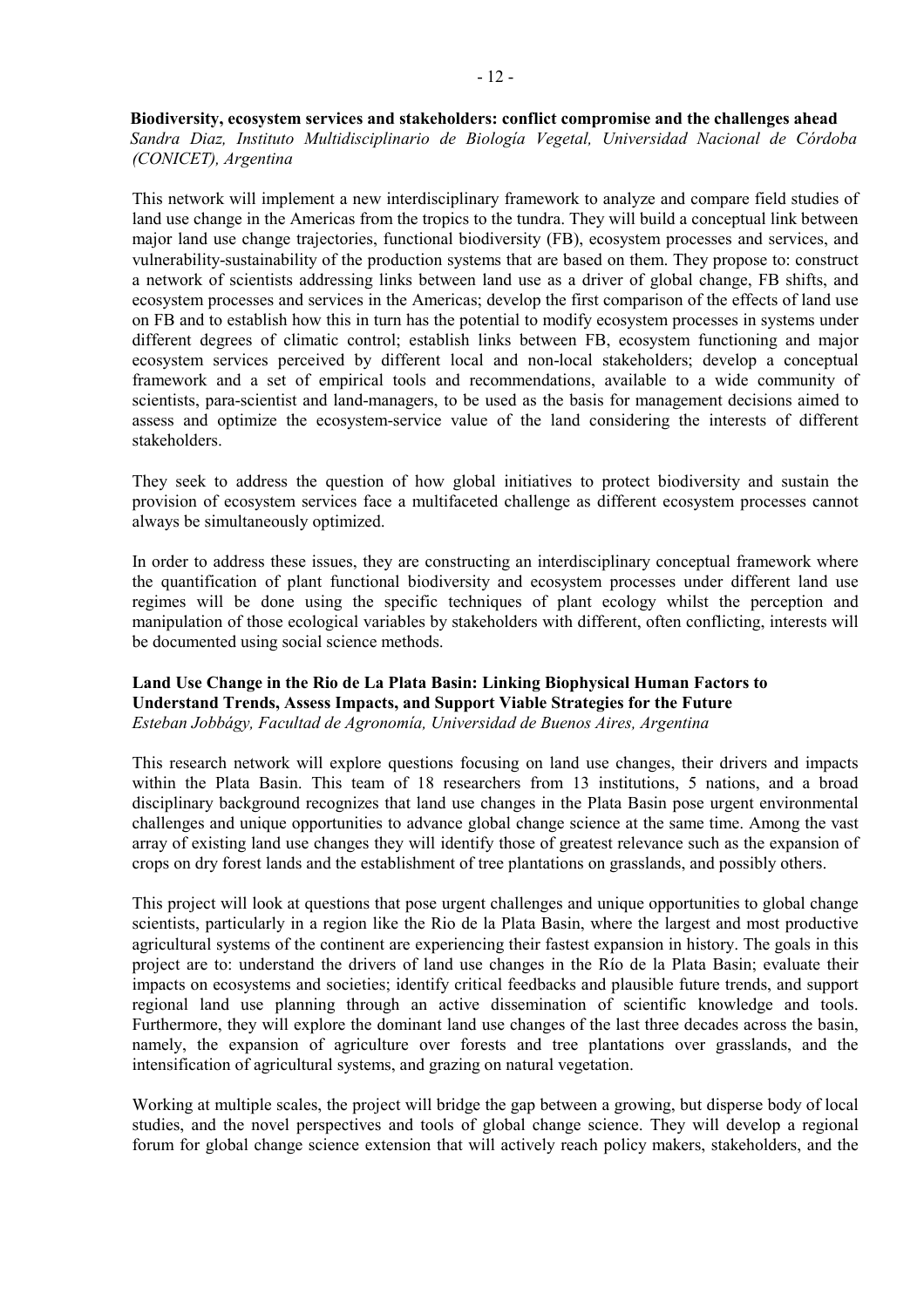**Biodiversity, ecosystem services and stakeholders: conflict compromise and the challenges ahead**
*Sandra Diaz, Instituto Multidisciplinario de Biología Vegetal, Universidad Nacional de Córdoba (CONICET), Argentina*

This network will implement a new interdisciplinary framework to analyze and compare field studies of land use change in the Americas from the tropics to the tundra. They will build a conceptual link between major land use change trajectories, functional biodiversity (FB), ecosystem processes and services, and vulnerability-sustainability of the production systems that are based on them. They propose to: construct a network of scientists addressing links between land use as a driver of global change, FB shifts, and ecosystem processes and services in the Americas; develop the first comparison of the effects of land use on FB and to establish how this in turn has the potential to modify ecosystem processes in systems under different degrees of climatic control; establish links between FB, ecosystem functioning and major ecosystem services perceived by different local and non-local stakeholders; develop a conceptual framework and a set of empirical tools and recommendations, available to a wide community of scientists, para-scientist and land-managers, to be used as the basis for management decisions aimed to assess and optimize the ecosystem-service value of the land considering the interests of different stakeholders.

They seek to address the question of how global initiatives to protect biodiversity and sustain the provision of ecosystem services face a multifaceted challenge as different ecosystem processes cannot always be simultaneously optimized.

In order to address these issues, they are constructing an interdisciplinary conceptual framework where the quantification of plant functional biodiversity and ecosystem processes under different land use regimes will be done using the specific techniques of plant ecology whilst the perception and manipulation of those ecological variables by stakeholders with different, often conflicting, interests will be documented using social science methods.

**Land Use Change in the Rio de La Plata Basin: Linking Biophysical Human Factors to Understand Trends, Assess Impacts, and Support Viable Strategies for the Future**
*Esteban Jobbágy, Facultad de Agronomía, Universidad de Buenos Aires, Argentina*

This research network will explore questions focusing on land use changes, their drivers and impacts within the Plata Basin. This team of 18 researchers from 13 institutions, 5 nations, and a broad disciplinary background recognizes that land use changes in the Plata Basin pose urgent environmental challenges and unique opportunities to advance global change science at the same time. Among the vast array of existing land use changes they will identify those of greatest relevance such as the expansion of crops on dry forest lands and the establishment of tree plantations on grasslands, and possibly others.

This project will look at questions that pose urgent challenges and unique opportunities to global change scientists, particularly in a region like the Rio de la Plata Basin, where the largest and most productive agricultural systems of the continent are experiencing their fastest expansion in history. The goals in this project are to: understand the drivers of land use changes in the Río de la Plata Basin; evaluate their impacts on ecosystems and societies; identify critical feedbacks and plausible future trends, and support regional land use planning through an active dissemination of scientific knowledge and tools. Furthermore, they will explore the dominant land use changes of the last three decades across the basin, namely, the expansion of agriculture over forests and tree plantations over grasslands, and the intensification of agricultural systems, and grazing on natural vegetation.

Working at multiple scales, the project will bridge the gap between a growing, but disperse body of local studies, and the novel perspectives and tools of global change science. They will develop a regional forum for global change science extension that will actively reach policy makers, stakeholders, and the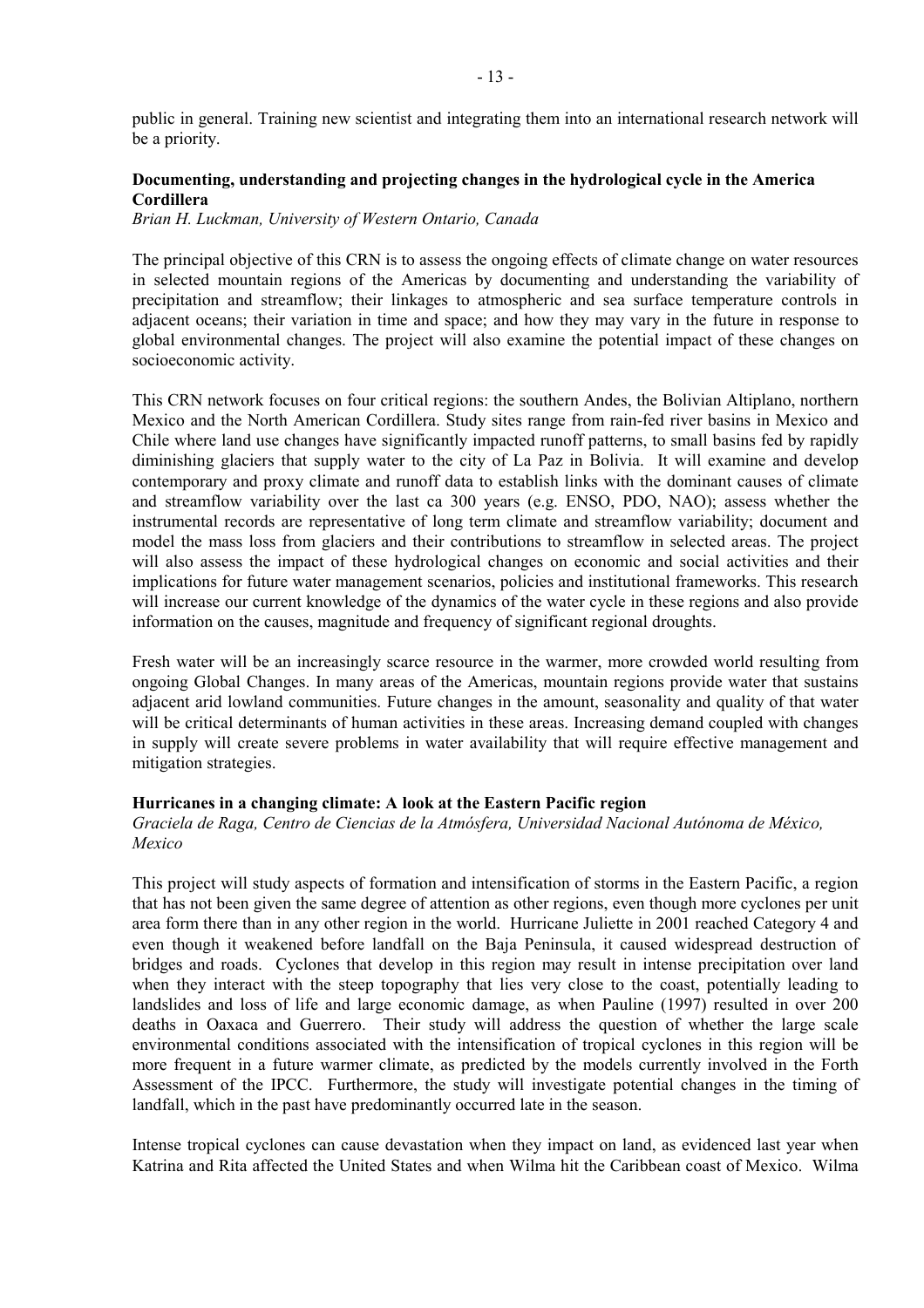public in general. Training new scientist and integrating them into an international research network will be a priority.

**Documenting, understanding and projecting changes in the hydrological cycle in the America Cordillera**

*Brian H. Luckman, University of Western Ontario, Canada*

The principal objective of this CRN is to assess the ongoing effects of climate change on water resources in selected mountain regions of the Americas by documenting and understanding the variability of precipitation and streamflow; their linkages to atmospheric and sea surface temperature controls in adjacent oceans; their variation in time and space; and how they may vary in the future in response to global environmental changes. The project will also examine the potential impact of these changes on socioeconomic activity.

This CRN network focuses on four critical regions: the southern Andes, the Bolivian Altiplano, northern Mexico and the North American Cordillera. Study sites range from rain-fed river basins in Mexico and Chile where land use changes have significantly impacted runoff patterns, to small basins fed by rapidly diminishing glaciers that supply water to the city of La Paz in Bolivia. It will examine and develop contemporary and proxy climate and runoff data to establish links with the dominant causes of climate and streamflow variability over the last ca 300 years (e.g. ENSO, PDO, NAO); assess whether the instrumental records are representative of long term climate and streamflow variability; document and model the mass loss from glaciers and their contributions to streamflow in selected areas. The project will also assess the impact of these hydrological changes on economic and social activities and their implications for future water management scenarios, policies and institutional frameworks. This research will increase our current knowledge of the dynamics of the water cycle in these regions and also provide information on the causes, magnitude and frequency of significant regional droughts.

Fresh water will be an increasingly scarce resource in the warmer, more crowded world resulting from ongoing Global Changes. In many areas of the Americas, mountain regions provide water that sustains adjacent arid lowland communities. Future changes in the amount, seasonality and quality of that water will be critical determinants of human activities in these areas. Increasing demand coupled with changes in supply will create severe problems in water availability that will require effective management and mitigation strategies.

**Hurricanes in a changing climate: A look at the Eastern Pacific region**

*Graciela de Raga, Centro de Ciencias de la Atmósfera, Universidad Nacional Autónoma de México, Mexico*

This project will study aspects of formation and intensification of storms in the Eastern Pacific, a region that has not been given the same degree of attention as other regions, even though more cyclones per unit area form there than in any other region in the world. Hurricane Juliette in 2001 reached Category 4 and even though it weakened before landfall on the Baja Peninsula, it caused widespread destruction of bridges and roads. Cyclones that develop in this region may result in intense precipitation over land when they interact with the steep topography that lies very close to the coast, potentially leading to landslides and loss of life and large economic damage, as when Pauline (1997) resulted in over 200 deaths in Oaxaca and Guerrero. Their study will address the question of whether the large scale environmental conditions associated with the intensification of tropical cyclones in this region will be more frequent in a future warmer climate, as predicted by the models currently involved in the Forth Assessment of the IPCC. Furthermore, the study will investigate potential changes in the timing of landfall, which in the past have predominantly occurred late in the season.

Intense tropical cyclones can cause devastation when they impact on land, as evidenced last year when Katrina and Rita affected the United States and when Wilma hit the Caribbean coast of Mexico. Wilma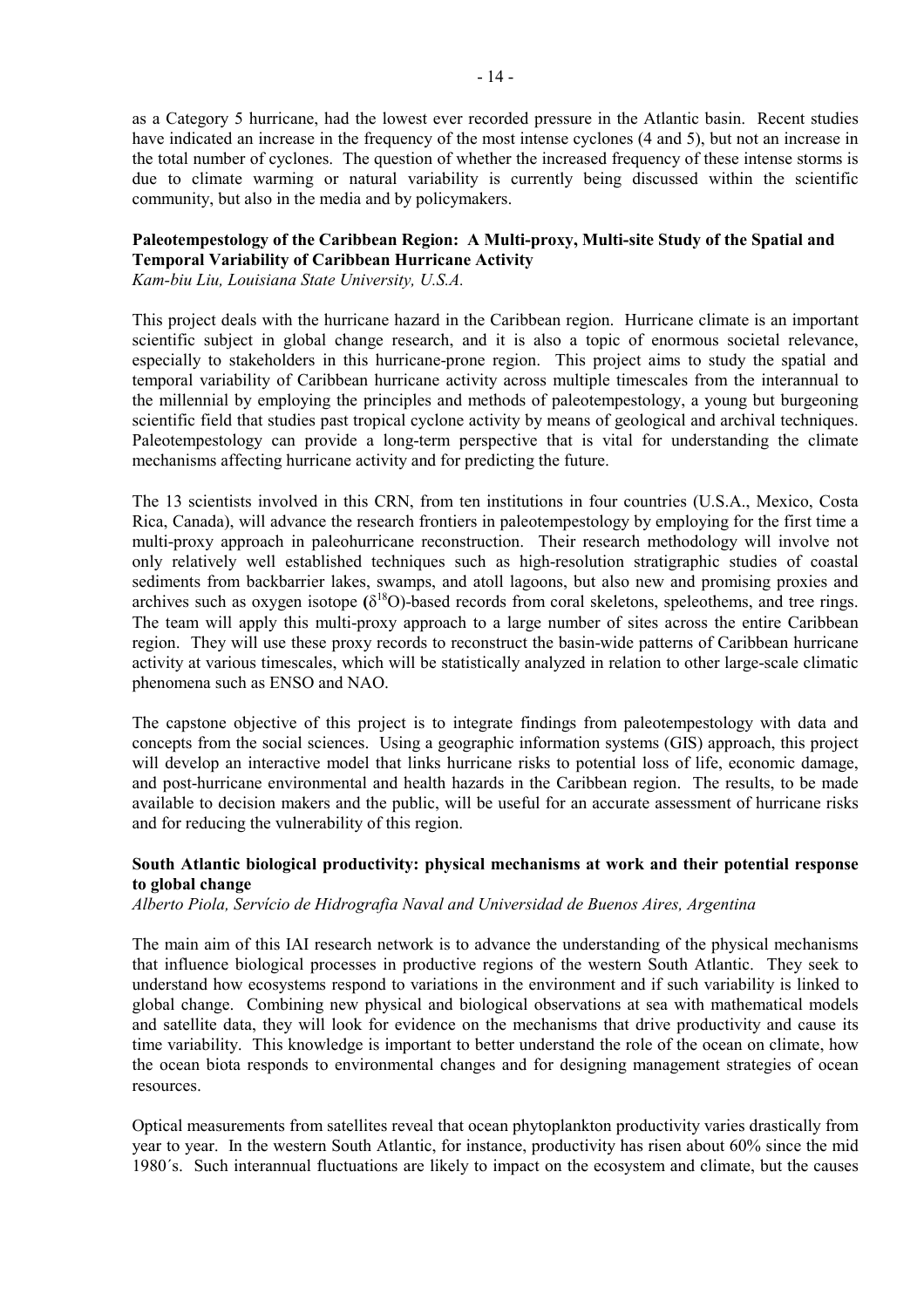as a Category 5 hurricane, had the lowest ever recorded pressure in the Atlantic basin. Recent studies have indicated an increase in the frequency of the most intense cyclones (4 and 5), but not an increase in the total number of cyclones. The question of whether the increased frequency of these intense storms is due to climate warming or natural variability is currently being discussed within the scientific community, but also in the media and by policymakers.

**Paleotempestology of the Caribbean Region: A Multi-proxy, Multi-site Study of the Spatial and Temporal Variability of Caribbean Hurricane Activity**
*Kam-biu Liu, Louisiana State University, U.S.A.*

This project deals with the hurricane hazard in the Caribbean region. Hurricane climate is an important scientific subject in global change research, and it is also a topic of enormous societal relevance, especially to stakeholders in this hurricane-prone region. This project aims to study the spatial and temporal variability of Caribbean hurricane activity across multiple timescales from the interannual to the millennial by employing the principles and methods of paleotempestology, a young but burgeoning scientific field that studies past tropical cyclone activity by means of geological and archival techniques. Paleotempestology can provide a long-term perspective that is vital for understanding the climate mechanisms affecting hurricane activity and for predicting the future.

The 13 scientists involved in this CRN, from ten institutions in four countries (U.S.A., Mexico, Costa Rica, Canada), will advance the research frontiers in paleotempestology by employing for the first time a multi-proxy approach in paleohurricane reconstruction. Their research methodology will involve not only relatively well established techniques such as high-resolution stratigraphic studies of coastal sediments from backbarrier lakes, swamps, and atoll lagoons, but also new and promising proxies and archives such as oxygen isotope ($\delta^{18}O$)-based records from coral skeletons, speleothems, and tree rings. The team will apply this multi-proxy approach to a large number of sites across the entire Caribbean region. They will use these proxy records to reconstruct the basin-wide patterns of Caribbean hurricane activity at various timescales, which will be statistically analyzed in relation to other large-scale climatic phenomena such as ENSO and NAO.

The capstone objective of this project is to integrate findings from paleotempestology with data and concepts from the social sciences. Using a geographic information systems (GIS) approach, this project will develop an interactive model that links hurricane risks to potential loss of life, economic damage, and post-hurricane environmental and health hazards in the Caribbean region. The results, to be made available to decision makers and the public, will be useful for an accurate assessment of hurricane risks and for reducing the vulnerability of this region.

**South Atlantic biological productivity: physical mechanisms at work and their potential response to global change**
*Alberto Piola, Servício de Hidrografia Naval and Universidad de Buenos Aires, Argentina*

The main aim of this IAI research network is to advance the understanding of the physical mechanisms that influence biological processes in productive regions of the western South Atlantic. They seek to understand how ecosystems respond to variations in the environment and if such variability is linked to global change. Combining new physical and biological observations at sea with mathematical models and satellite data, they will look for evidence on the mechanisms that drive productivity and cause its time variability. This knowledge is important to better understand the role of the ocean on climate, how the ocean biota responds to environmental changes and for designing management strategies of ocean resources.

Optical measurements from satellites reveal that ocean phytoplankton productivity varies drastically from year to year. In the western South Atlantic, for instance, productivity has risen about 60% since the mid 1980´s. Such interannual fluctuations are likely to impact on the ecosystem and climate, but the causes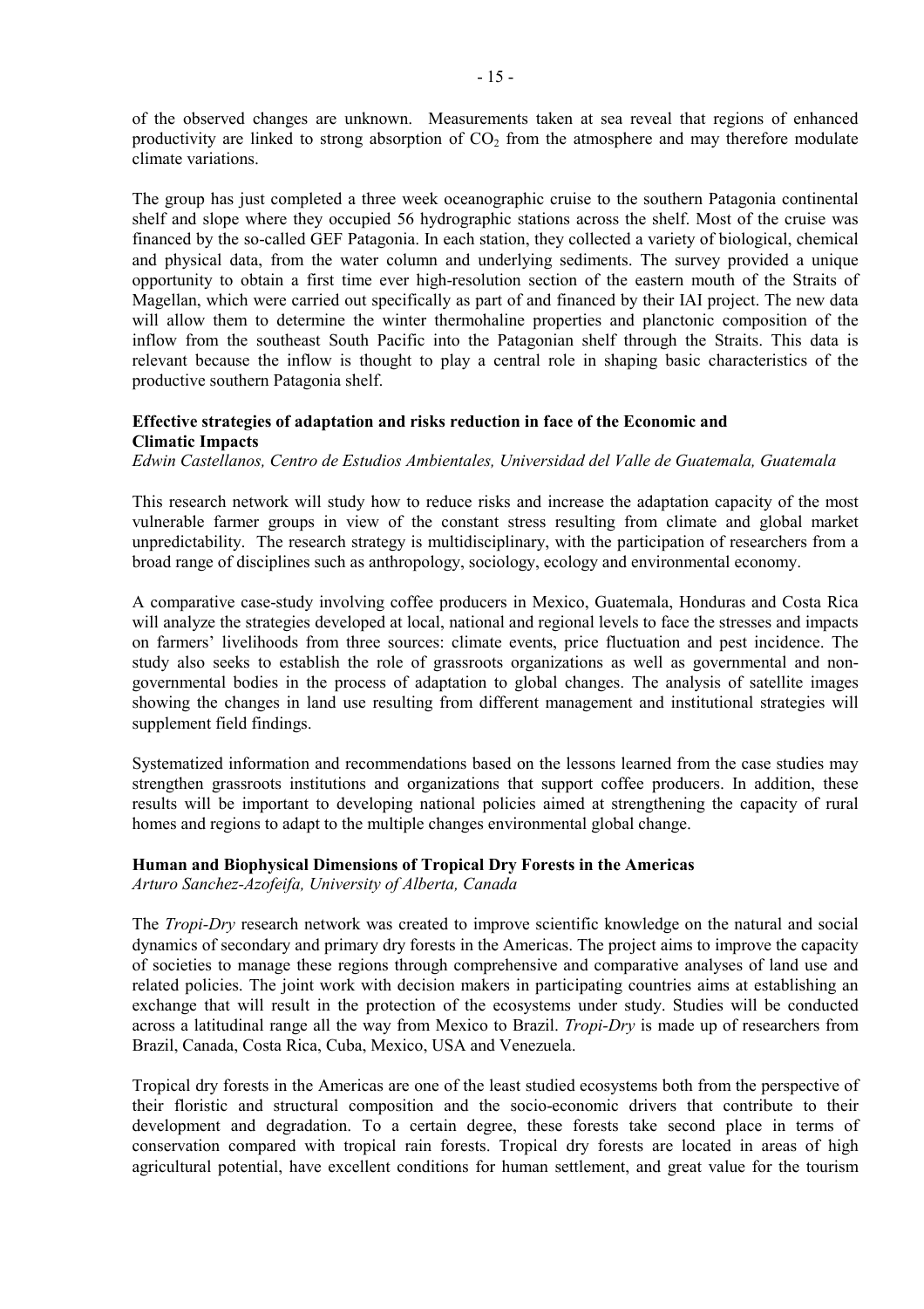of the observed changes are unknown. Measurements taken at sea reveal that regions of enhanced productivity are linked to strong absorption of $CO_2$ from the atmosphere and may therefore modulate climate variations.

The group has just completed a three week oceanographic cruise to the southern Patagonia continental shelf and slope where they occupied 56 hydrographic stations across the shelf. Most of the cruise was financed by the so-called GEF Patagonia. In each station, they collected a variety of biological, chemical and physical data, from the water column and underlying sediments. The survey provided a unique opportunity to obtain a first time ever high-resolution section of the eastern mouth of the Straits of Magellan, which were carried out specifically as part of and financed by their IAI project. The new data will allow them to determine the winter thermohaline properties and planctonic composition of the inflow from the southeast South Pacific into the Patagonian shelf through the Straits. This data is relevant because the inflow is thought to play a central role in shaping basic characteristics of the productive southern Patagonia shelf.

**Effective strategies of adaptation and risks reduction in face of the Economic and Climatic Impacts**
*Edwin Castellanos, Centro de Estudios Ambientales, Universidad del Valle de Guatemala, Guatemala*

This research network will study how to reduce risks and increase the adaptation capacity of the most vulnerable farmer groups in view of the constant stress resulting from climate and global market unpredictability. The research strategy is multidisciplinary, with the participation of researchers from a broad range of disciplines such as anthropology, sociology, ecology and environmental economy.

A comparative case-study involving coffee producers in Mexico, Guatemala, Honduras and Costa Rica will analyze the strategies developed at local, national and regional levels to face the stresses and impacts on farmers' livelihoods from three sources: climate events, price fluctuation and pest incidence. The study also seeks to establish the role of grassroots organizations as well as governmental and non-governmental bodies in the process of adaptation to global changes. The analysis of satellite images showing the changes in land use resulting from different management and institutional strategies will supplement field findings.

Systematized information and recommendations based on the lessons learned from the case studies may strengthen grassroots institutions and organizations that support coffee producers. In addition, these results will be important to developing national policies aimed at strengthening the capacity of rural homes and regions to adapt to the multiple changes environmental global change.

**Human and Biophysical Dimensions of Tropical Dry Forests in the Americas**
*Arturo Sanchez-Azofeifa, University of Alberta, Canada*

The *Tropi-Dry* research network was created to improve scientific knowledge on the natural and social dynamics of secondary and primary dry forests in the Americas. The project aims to improve the capacity of societies to manage these regions through comprehensive and comparative analyses of land use and related policies. The joint work with decision makers in participating countries aims at establishing an exchange that will result in the protection of the ecosystems under study. Studies will be conducted across a latitudinal range all the way from Mexico to Brazil. *Tropi-Dry* is made up of researchers from Brazil, Canada, Costa Rica, Cuba, Mexico, USA and Venezuela.

Tropical dry forests in the Americas are one of the least studied ecosystems both from the perspective of their floristic and structural composition and the socio-economic drivers that contribute to their development and degradation. To a certain degree, these forests take second place in terms of conservation compared with tropical rain forests. Tropical dry forests are located in areas of high agricultural potential, have excellent conditions for human settlement, and great value for the tourism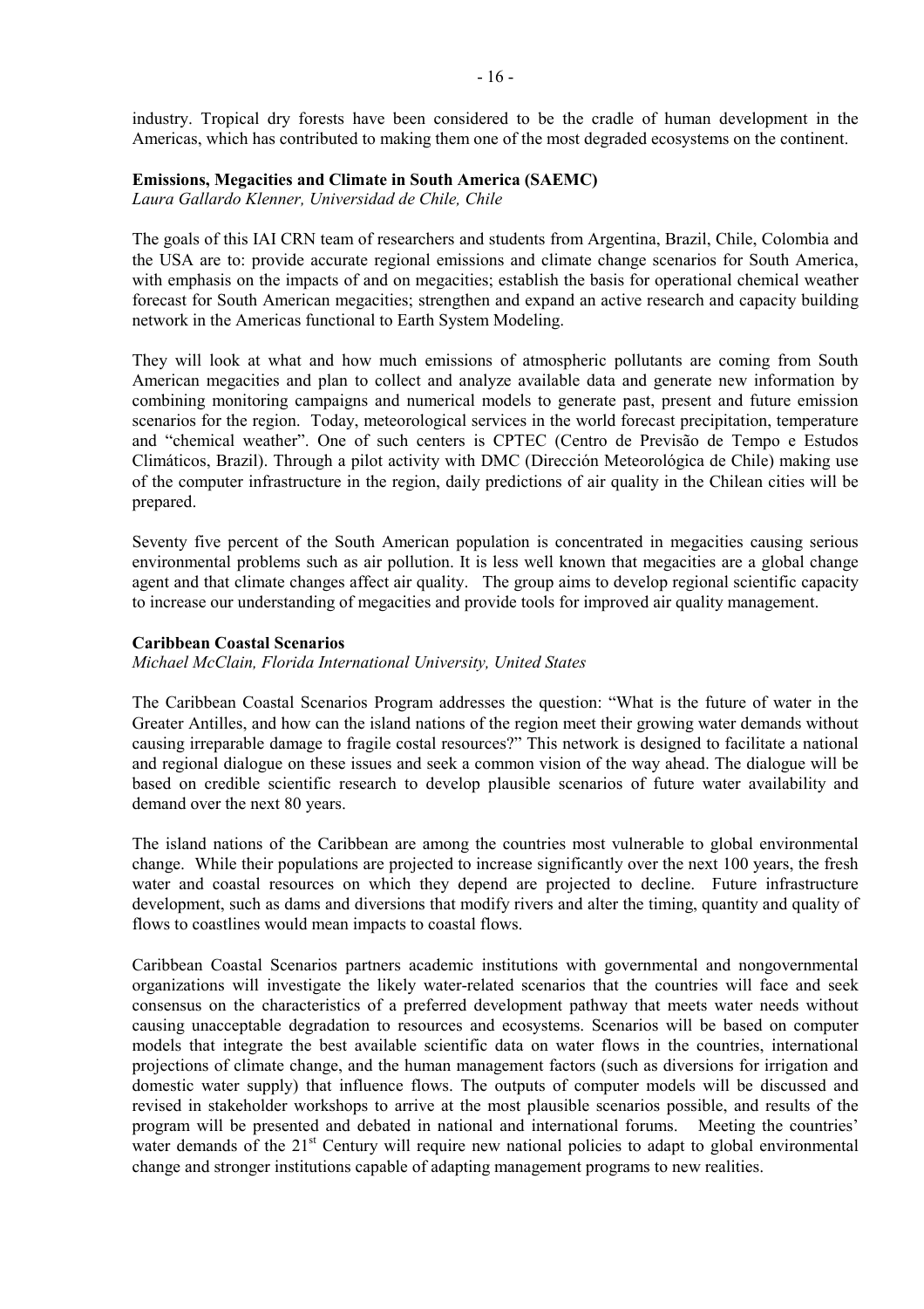industry. Tropical dry forests have been considered to be the cradle of human development in the Americas, which has contributed to making them one of the most degraded ecosystems on the continent.

**Emissions, Megacities and Climate in South America (SAEMC)**
*Laura Gallardo Klenner, Universidad de Chile, Chile*

The goals of this IAI CRN team of researchers and students from Argentina, Brazil, Chile, Colombia and the USA are to: provide accurate regional emissions and climate change scenarios for South America, with emphasis on the impacts of and on megacities; establish the basis for operational chemical weather forecast for South American megacities; strengthen and expand an active research and capacity building network in the Americas functional to Earth System Modeling.

They will look at what and how much emissions of atmospheric pollutants are coming from South American megacities and plan to collect and analyze available data and generate new information by combining monitoring campaigns and numerical models to generate past, present and future emission scenarios for the region. Today, meteorological services in the world forecast precipitation, temperature and "chemical weather". One of such centers is CPTEC (Centro de Previsão de Tempo e Estudos Climáticos, Brazil). Through a pilot activity with DMC (Dirección Meteorológica de Chile) making use of the computer infrastructure in the region, daily predictions of air quality in the Chilean cities will be prepared.

Seventy five percent of the South American population is concentrated in megacities causing serious environmental problems such as air pollution. It is less well known that megacities are a global change agent and that climate changes affect air quality. The group aims to develop regional scientific capacity to increase our understanding of megacities and provide tools for improved air quality management.

**Caribbean Coastal Scenarios**
*Michael McClain, Florida International University, United States*

The Caribbean Coastal Scenarios Program addresses the question: "What is the future of water in the Greater Antilles, and how can the island nations of the region meet their growing water demands without causing irreparable damage to fragile costal resources?" This network is designed to facilitate a national and regional dialogue on these issues and seek a common vision of the way ahead. The dialogue will be based on credible scientific research to develop plausible scenarios of future water availability and demand over the next 80 years.

The island nations of the Caribbean are among the countries most vulnerable to global environmental change. While their populations are projected to increase significantly over the next 100 years, the fresh water and coastal resources on which they depend are projected to decline. Future infrastructure development, such as dams and diversions that modify rivers and alter the timing, quantity and quality of flows to coastlines would mean impacts to coastal flows.

Caribbean Coastal Scenarios partners academic institutions with governmental and nongovernmental organizations will investigate the likely water-related scenarios that the countries will face and seek consensus on the characteristics of a preferred development pathway that meets water needs without causing unacceptable degradation to resources and ecosystems. Scenarios will be based on computer models that integrate the best available scientific data on water flows in the countries, international projections of climate change, and the human management factors (such as diversions for irrigation and domestic water supply) that influence flows. The outputs of computer models will be discussed and revised in stakeholder workshops to arrive at the most plausible scenarios possible, and results of the program will be presented and debated in national and international forums. Meeting the countries' water demands of the 21st Century will require new national policies to adapt to global environmental change and stronger institutions capable of adapting management programs to new realities.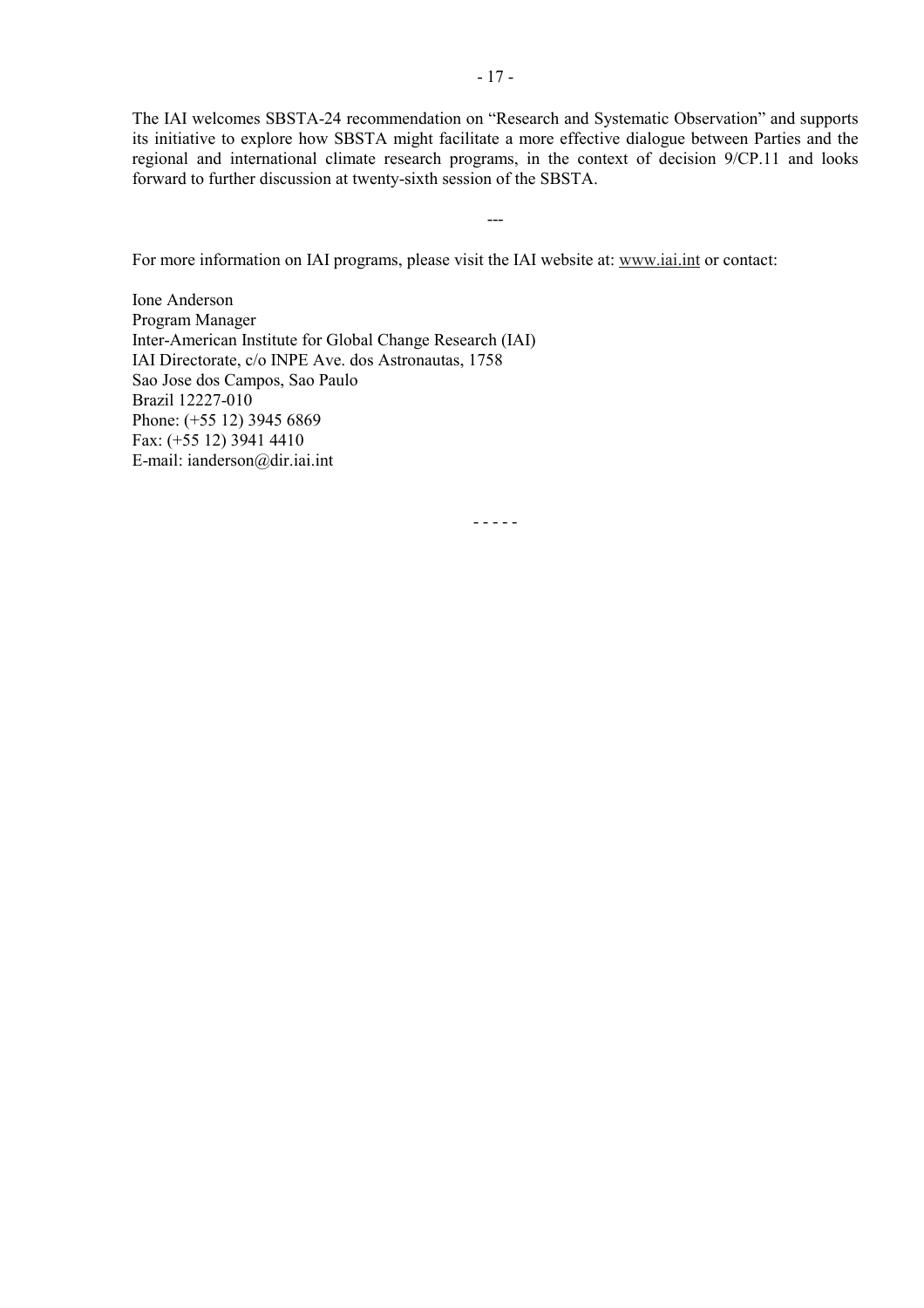The IAI welcomes SBSTA-24 recommendation on "Research and Systematic Observation" and supports its initiative to explore how SBSTA might facilitate a more effective dialogue between Parties and the regional and international climate research programs, in the context of decision 9/CP.11 and looks forward to further discussion at twenty-sixth session of the SBSTA.

---

For more information on IAI programs, please visit the IAI website at: www.iai.int or contact:

Ione Anderson
Program Manager
Inter-American Institute for Global Change Research (IAI)
IAI Directorate, c/o INPE Ave. dos Astronautas, 1758
Sao Jose dos Campos, Sao Paulo
Brazil 12227-010
Phone: (+55 12) 3945 6869
Fax: (+55 12) 3941 4410
E-mail: ianderson@dir.iai.int

- - - - -